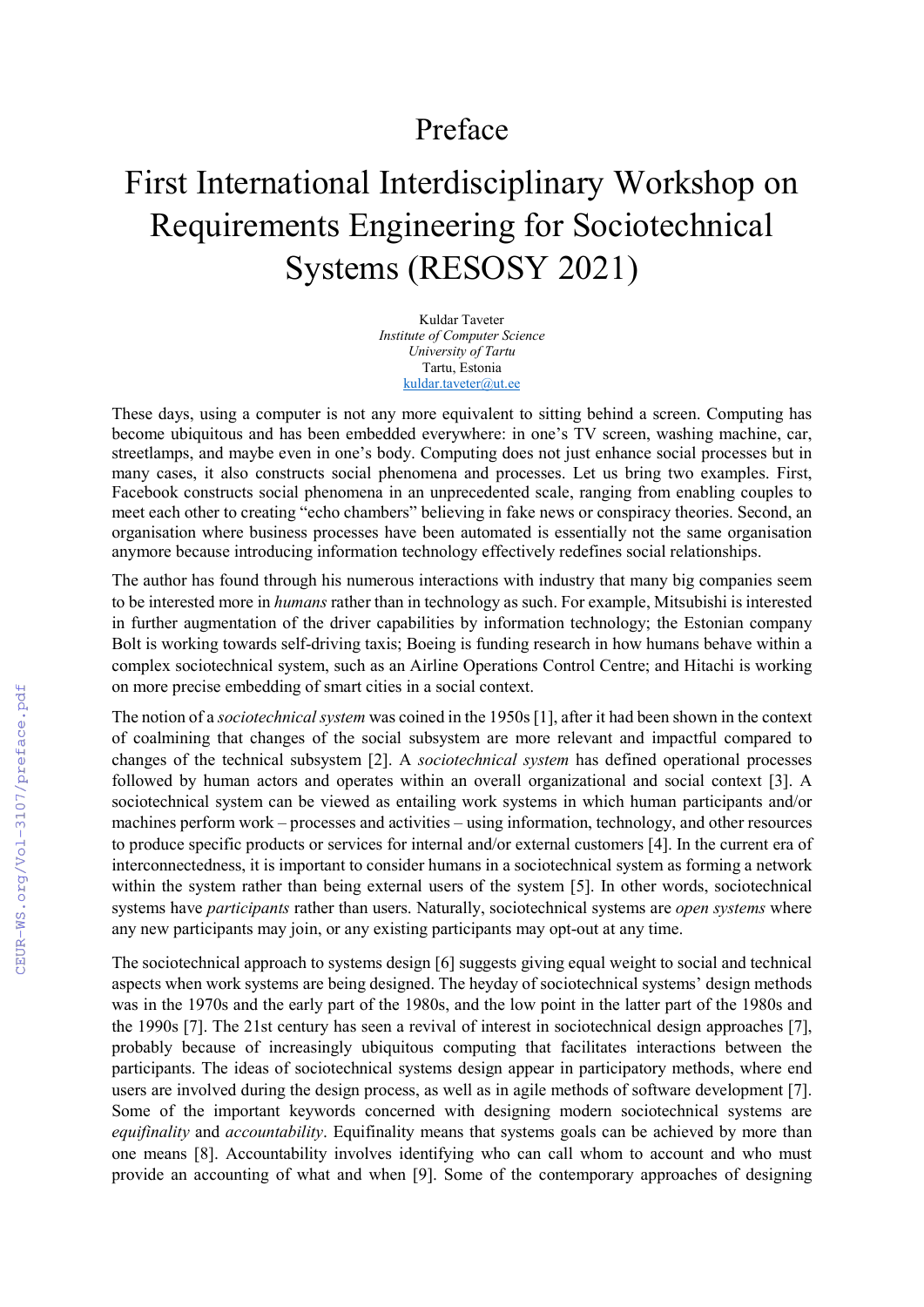# Preface

# First International Interdisciplinary Workshop on Requirements Engineering for Sociotechnical Systems (RESOSY 2021)

Kuldar Taveter
*Institute of Computer Science*
*University of Tartu*
Tartu, Estonia
kuldar.taveter@ut.ee

These days, using a computer is not any more equivalent to sitting behind a screen. Computing has become ubiquitous and has been embedded everywhere: in one's TV screen, washing machine, car, streetlamps, and maybe even in one's body. Computing does not just enhance social processes but in many cases, it also constructs social phenomena and processes. Let us bring two examples. First, Facebook constructs social phenomena in an unprecedented scale, ranging from enabling couples to meet each other to creating "echo chambers" believing in fake news or conspiracy theories. Second, an organisation where business processes have been automated is essentially not the same organisation anymore because introducing information technology effectively redefines social relationships.

The author has found through his numerous interactions with industry that many big companies seem to be interested more in *humans* rather than in technology as such. For example, Mitsubishi is interested in further augmentation of the driver capabilities by information technology; the Estonian company Bolt is working towards self-driving taxis; Boeing is funding research in how humans behave within a complex sociotechnical system, such as an Airline Operations Control Centre; and Hitachi is working on more precise embedding of smart cities in a social context.

The notion of a *sociotechnical system* was coined in the 1950s [1], after it had been shown in the context of coalmining that changes of the social subsystem are more relevant and impactful compared to changes of the technical subsystem [2]. A *sociotechnical system* has defined operational processes followed by human actors and operates within an overall organizational and social context [3]. A sociotechnical system can be viewed as entailing work systems in which human participants and/or machines perform work – processes and activities – using information, technology, and other resources to produce specific products or services for internal and/or external customers [4]. In the current era of interconnectedness, it is important to consider humans in a sociotechnical system as forming a network within the system rather than being external users of the system [5]. In other words, sociotechnical systems have *participants* rather than users. Naturally, sociotechnical systems are *open systems* where any new participants may join, or any existing participants may opt-out at any time.

The sociotechnical approach to systems design [6] suggests giving equal weight to social and technical aspects when work systems are being designed. The heyday of sociotechnical systems' design methods was in the 1970s and the early part of the 1980s, and the low point in the latter part of the 1980s and the 1990s [7]. The 21st century has seen a revival of interest in sociotechnical design approaches [7], probably because of increasingly ubiquitous computing that facilitates interactions between the participants. The ideas of sociotechnical systems design appear in participatory methods, where end users are involved during the design process, as well as in agile methods of software development [7]. Some of the important keywords concerned with designing modern sociotechnical systems are *equifinality* and *accountability*. Equifinality means that systems goals can be achieved by more than one means [8]. Accountability involves identifying who can call whom to account and who must provide an accounting of what and when [9]. Some of the contemporary approaches of designing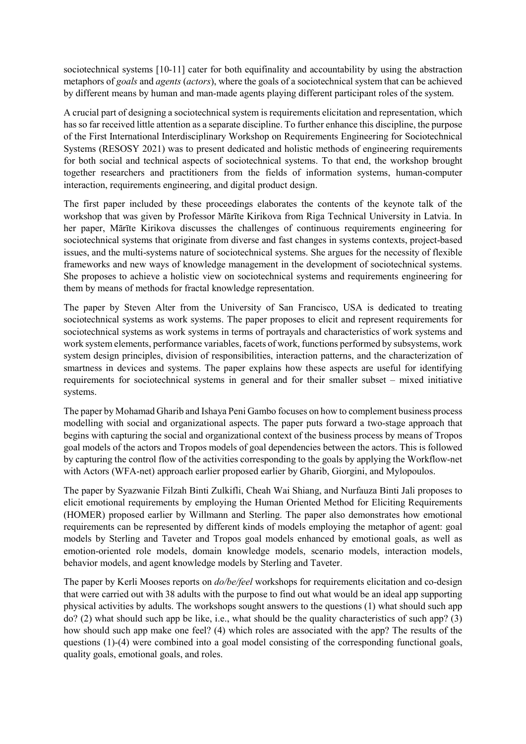sociotechnical systems [10-11] cater for both equifinality and accountability by using the abstraction metaphors of *goals* and *agents* (*actors*), where the goals of a sociotechnical system that can be achieved by different means by human and man-made agents playing different participant roles of the system.

A crucial part of designing a sociotechnical system is requirements elicitation and representation, which has so far received little attention as a separate discipline. To further enhance this discipline, the purpose of the First International Interdisciplinary Workshop on Requirements Engineering for Sociotechnical Systems (RESOSY 2021) was to present dedicated and holistic methods of engineering requirements for both social and technical aspects of sociotechnical systems. To that end, the workshop brought together researchers and practitioners from the fields of information systems, human-computer interaction, requirements engineering, and digital product design.

The first paper included by these proceedings elaborates the contents of the keynote talk of the workshop that was given by Professor Mārīte Kirikova from Riga Technical University in Latvia. In her paper, Mārīte Kirikova discusses the challenges of continuous requirements engineering for sociotechnical systems that originate from diverse and fast changes in systems contexts, project-based issues, and the multi-systems nature of sociotechnical systems. She argues for the necessity of flexible frameworks and new ways of knowledge management in the development of sociotechnical systems. She proposes to achieve a holistic view on sociotechnical systems and requirements engineering for them by means of methods for fractal knowledge representation.

The paper by Steven Alter from the University of San Francisco, USA is dedicated to treating sociotechnical systems as work systems. The paper proposes to elicit and represent requirements for sociotechnical systems as work systems in terms of portrayals and characteristics of work systems and work system elements, performance variables, facets of work, functions performed by subsystems, work system design principles, division of responsibilities, interaction patterns, and the characterization of smartness in devices and systems. The paper explains how these aspects are useful for identifying requirements for sociotechnical systems in general and for their smaller subset – mixed initiative systems.

The paper by Mohamad Gharib and Ishaya Peni Gambo focuses on how to complement business process modelling with social and organizational aspects. The paper puts forward a two-stage approach that begins with capturing the social and organizational context of the business process by means of Tropos goal models of the actors and Tropos models of goal dependencies between the actors. This is followed by capturing the control flow of the activities corresponding to the goals by applying the Workflow-net with Actors (WFA-net) approach earlier proposed earlier by Gharib, Giorgini, and Mylopoulos.

The paper by Syazwanie Filzah Binti Zulkifli, Cheah Wai Shiang, and Nurfauza Binti Jali proposes to elicit emotional requirements by employing the Human Oriented Method for Eliciting Requirements (HOMER) proposed earlier by Willmann and Sterling. The paper also demonstrates how emotional requirements can be represented by different kinds of models employing the metaphor of agent: goal models by Sterling and Taveter and Tropos goal models enhanced by emotional goals, as well as emotion-oriented role models, domain knowledge models, scenario models, interaction models, behavior models, and agent knowledge models by Sterling and Taveter.

The paper by Kerli Mooses reports on *do/be/feel* workshops for requirements elicitation and co-design that were carried out with 38 adults with the purpose to find out what would be an ideal app supporting physical activities by adults. The workshops sought answers to the questions (1) what should such app do? (2) what should such app be like, i.e., what should be the quality characteristics of such app? (3) how should such app make one feel? (4) which roles are associated with the app? The results of the questions (1)-(4) were combined into a goal model consisting of the corresponding functional goals, quality goals, emotional goals, and roles.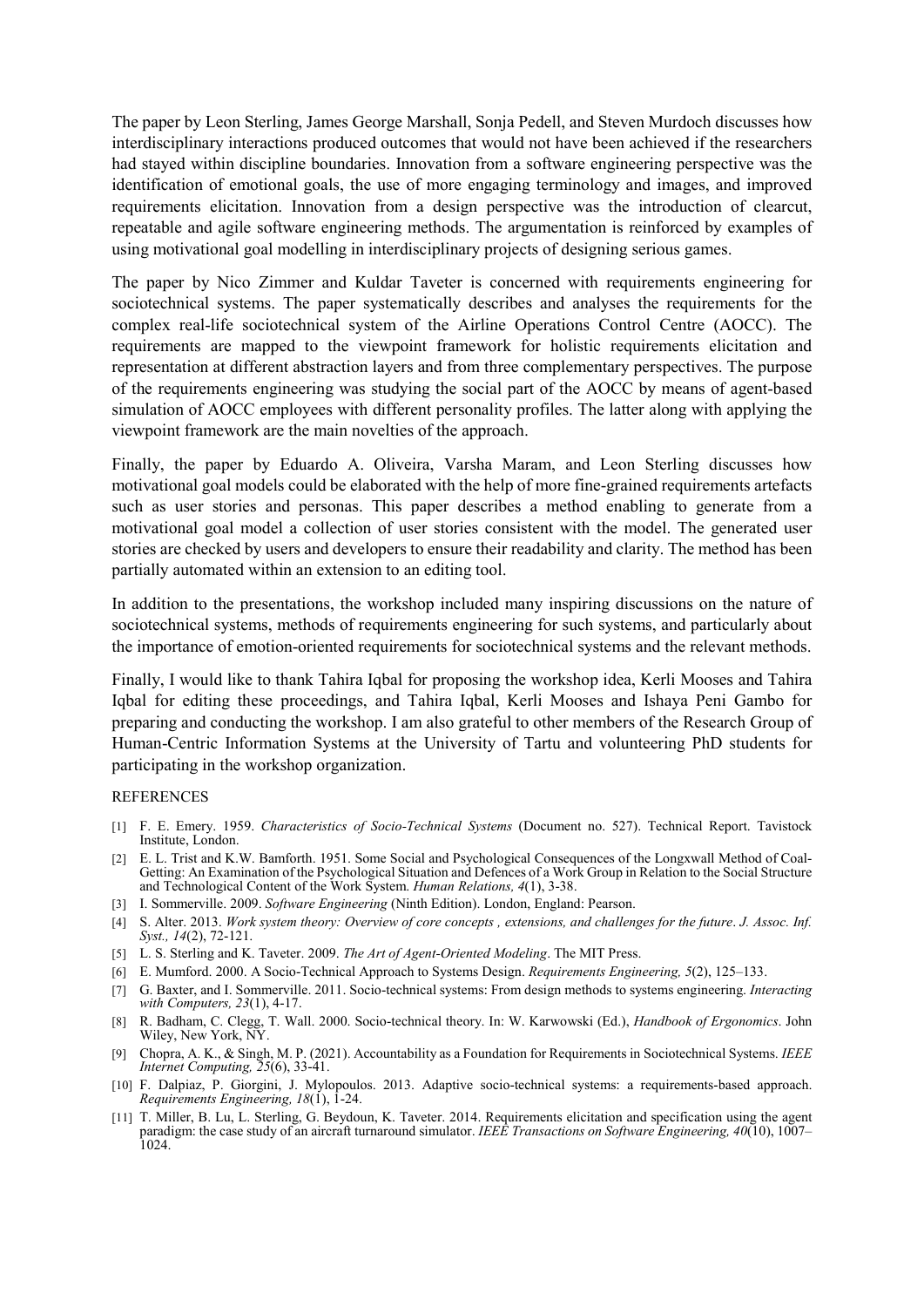The paper by Leon Sterling, James George Marshall, Sonja Pedell, and Steven Murdoch discusses how interdisciplinary interactions produced outcomes that would not have been achieved if the researchers had stayed within discipline boundaries. Innovation from a software engineering perspective was the identification of emotional goals, the use of more engaging terminology and images, and improved requirements elicitation. Innovation from a design perspective was the introduction of clearcut, repeatable and agile software engineering methods. The argumentation is reinforced by examples of using motivational goal modelling in interdisciplinary projects of designing serious games.

The paper by Nico Zimmer and Kuldar Taveter is concerned with requirements engineering for sociotechnical systems. The paper systematically describes and analyses the requirements for the complex real-life sociotechnical system of the Airline Operations Control Centre (AOCC). The requirements are mapped to the viewpoint framework for holistic requirements elicitation and representation at different abstraction layers and from three complementary perspectives. The purpose of the requirements engineering was studying the social part of the AOCC by means of agent-based simulation of AOCC employees with different personality profiles. The latter along with applying the viewpoint framework are the main novelties of the approach.

Finally, the paper by Eduardo A. Oliveira, Varsha Maram, and Leon Sterling discusses how motivational goal models could be elaborated with the help of more fine-grained requirements artefacts such as user stories and personas. This paper describes a method enabling to generate from a motivational goal model a collection of user stories consistent with the model. The generated user stories are checked by users and developers to ensure their readability and clarity. The method has been partially automated within an extension to an editing tool.

In addition to the presentations, the workshop included many inspiring discussions on the nature of sociotechnical systems, methods of requirements engineering for such systems, and particularly about the importance of emotion-oriented requirements for sociotechnical systems and the relevant methods.

Finally, I would like to thank Tahira Iqbal for proposing the workshop idea, Kerli Mooses and Tahira Iqbal for editing these proceedings, and Tahira Iqbal, Kerli Mooses and Ishaya Peni Gambo for preparing and conducting the workshop. I am also grateful to other members of the Research Group of Human-Centric Information Systems at the University of Tartu and volunteering PhD students for participating in the workshop organization.

## REFERENCES

[1] F. E. Emery. 1959. *Characteristics of Socio-Technical Systems* (Document no. 527). Technical Report. Tavistock Institute, London.

[2] E. L. Trist and K.W. Bamforth. 1951. Some Social and Psychological Consequences of the Longxwall Method of Coal-Getting: An Examination of the Psychological Situation and Defences of a Work Group in Relation to the Social Structure and Technological Content of the Work System. *Human Relations, 4*(1), 3-38.

[3] I. Sommerville. 2009. *Software Engineering* (Ninth Edition). London, England: Pearson.

[4] S. Alter. 2013. *Work system theory: Overview of core concepts , extensions, and challenges for the future*. *J. Assoc. Inf. Syst., 14*(2), 72-121.

[5] L. S. Sterling and K. Taveter. 2009. *The Art of Agent-Oriented Modeling*. The MIT Press.

[6] E. Mumford. 2000. A Socio-Technical Approach to Systems Design. *Requirements Engineering, 5*(2), 125–133.

[7] G. Baxter, and I. Sommerville. 2011. Socio-technical systems: From design methods to systems engineering. *Interacting with Computers, 23*(1), 4-17.

[8] R. Badham, C. Clegg, T. Wall. 2000. Socio-technical theory. In: W. Karwowski (Ed.), *Handbook of Ergonomics*. John Wiley, New York, NY.

[9] Chopra, A. K., & Singh, M. P. (2021). Accountability as a Foundation for Requirements in Sociotechnical Systems. *IEEE Internet Computing, 25*(6), 33-41.

[10] F. Dalpiaz, P. Giorgini, J. Mylopoulos. 2013. Adaptive socio-technical systems: a requirements-based approach. *Requirements Engineering, 18*(1), 1-24.

[11] T. Miller, B. Lu, L. Sterling, G. Beydoun, K. Taveter. 2014. Requirements elicitation and specification using the agent paradigm: the case study of an aircraft turnaround simulator. *IEEE Transactions on Software Engineering, 40*(10), 1007–1024.